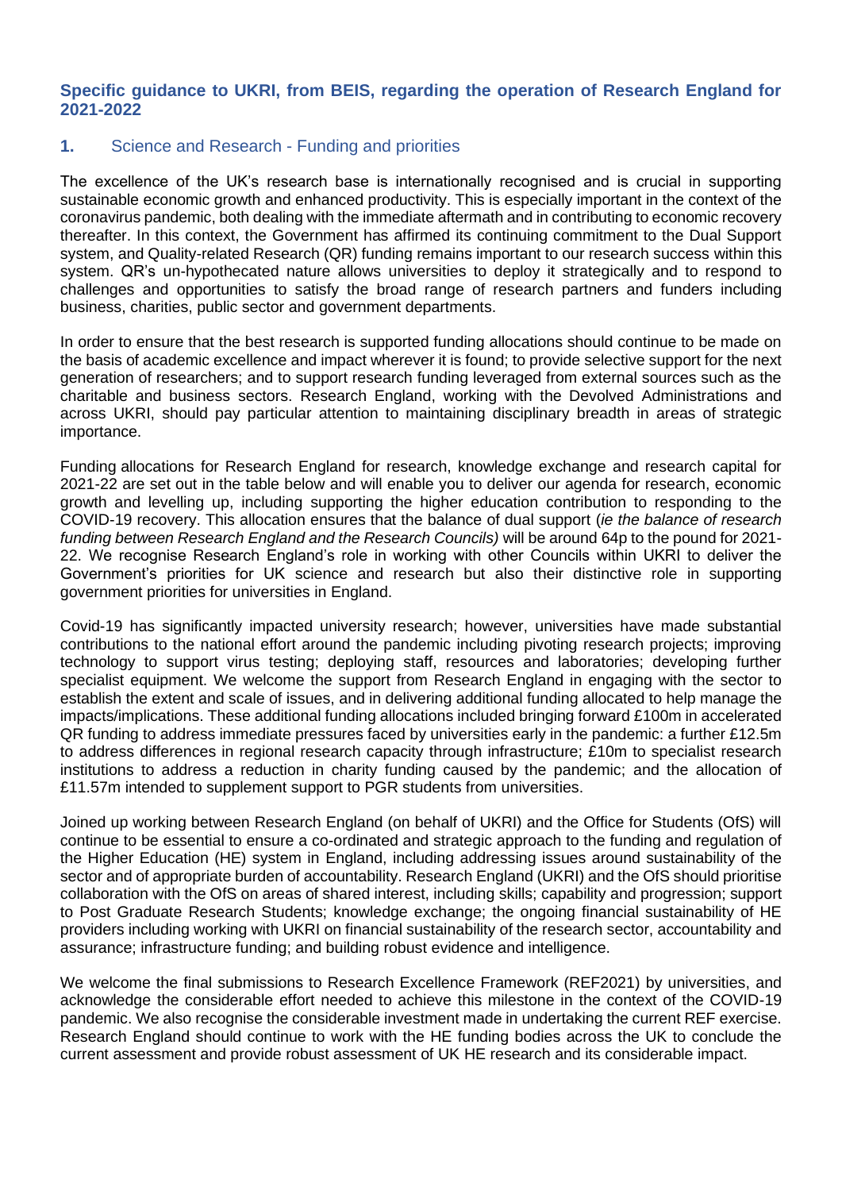## Specific guidance to UKRI, from BEIS, regarding the operation of Research England for 2021-2022

### 1. Science and Research - Funding and priorities

The excellence of the UK's research base is internationally recognised and is crucial in supporting sustainable economic growth and enhanced productivity. This is especially important in the context of the coronavirus pandemic, both dealing with the immediate aftermath and in contributing to economic recovery thereafter. In this context, the Government has affirmed its continuing commitment to the Dual Support system, and Quality-related Research (QR) funding remains important to our research success within this system. QR's un-hypothecated nature allows universities to deploy it strategically and to respond to challenges and opportunities to satisfy the broad range of research partners and funders including business, charities, public sector and government departments.

In order to ensure that the best research is supported funding allocations should continue to be made on the basis of academic excellence and impact wherever it is found; to provide selective support for the next generation of researchers; and to support research funding leveraged from external sources such as the charitable and business sectors. Research England, working with the Devolved Administrations and across UKRI, should pay particular attention to maintaining disciplinary breadth in areas of strategic importance.

Funding allocations for Research England for research, knowledge exchange and research capital for 2021-22 are set out in the table below and will enable you to deliver our agenda for research, economic growth and levelling up, including supporting the higher education contribution to responding to the COVID-19 recovery. This allocation ensures that the balance of dual support (*ie the balance of research funding between Research England and the Research Councils)* will be around 64p to the pound for 2021-22. We recognise Research England's role in working with other Councils within UKRI to deliver the Government's priorities for UK science and research but also their distinctive role in supporting government priorities for universities in England.

Covid-19 has significantly impacted university research; however, universities have made substantial contributions to the national effort around the pandemic including pivoting research projects; improving technology to support virus testing; deploying staff, resources and laboratories; developing further specialist equipment. We welcome the support from Research England in engaging with the sector to establish the extent and scale of issues, and in delivering additional funding allocated to help manage the impacts/implications. These additional funding allocations included bringing forward £100m in accelerated QR funding to address immediate pressures faced by universities early in the pandemic: a further £12.5m to address differences in regional research capacity through infrastructure; £10m to specialist research institutions to address a reduction in charity funding caused by the pandemic; and the allocation of £11.57m intended to supplement support to PGR students from universities.

Joined up working between Research England (on behalf of UKRI) and the Office for Students (OfS) will continue to be essential to ensure a co-ordinated and strategic approach to the funding and regulation of the Higher Education (HE) system in England, including addressing issues around sustainability of the sector and of appropriate burden of accountability. Research England (UKRI) and the OfS should prioritise collaboration with the OfS on areas of shared interest, including skills; capability and progression; support to Post Graduate Research Students; knowledge exchange; the ongoing financial sustainability of HE providers including working with UKRI on financial sustainability of the research sector, accountability and assurance; infrastructure funding; and building robust evidence and intelligence.

We welcome the final submissions to Research Excellence Framework (REF2021) by universities, and acknowledge the considerable effort needed to achieve this milestone in the context of the COVID-19 pandemic. We also recognise the considerable investment made in undertaking the current REF exercise. Research England should continue to work with the HE funding bodies across the UK to conclude the current assessment and provide robust assessment of UK HE research and its considerable impact.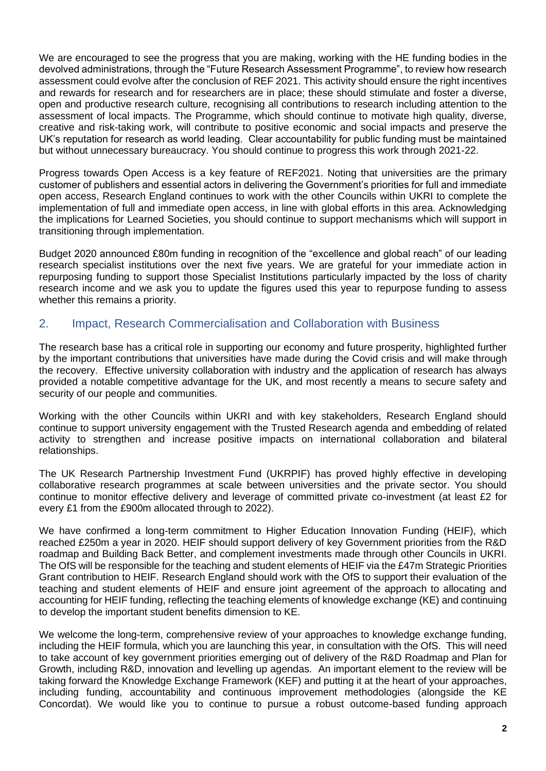We are encouraged to see the progress that you are making, working with the HE funding bodies in the devolved administrations, through the "Future Research Assessment Programme", to review how research assessment could evolve after the conclusion of REF 2021. This activity should ensure the right incentives and rewards for research and for researchers are in place; these should stimulate and foster a diverse, open and productive research culture, recognising all contributions to research including attention to the assessment of local impacts. The Programme, which should continue to motivate high quality, diverse, creative and risk-taking work, will contribute to positive economic and social impacts and preserve the UK's reputation for research as world leading. Clear accountability for public funding must be maintained but without unnecessary bureaucracy. You should continue to progress this work through 2021-22.

Progress towards Open Access is a key feature of REF2021. Noting that universities are the primary customer of publishers and essential actors in delivering the Government's priorities for full and immediate open access, Research England continues to work with the other Councils within UKRI to complete the implementation of full and immediate open access, in line with global efforts in this area. Acknowledging the implications for Learned Societies, you should continue to support mechanisms which will support in transitioning through implementation.

Budget 2020 announced £80m funding in recognition of the "excellence and global reach" of our leading research specialist institutions over the next five years. We are grateful for your immediate action in repurposing funding to support those Specialist Institutions particularly impacted by the loss of charity research income and we ask you to update the figures used this year to repurpose funding to assess whether this remains a priority.

## 2. Impact, Research Commercialisation and Collaboration with Business

The research base has a critical role in supporting our economy and future prosperity, highlighted further by the important contributions that universities have made during the Covid crisis and will make through the recovery. Effective university collaboration with industry and the application of research has always provided a notable competitive advantage for the UK, and most recently a means to secure safety and security of our people and communities.

Working with the other Councils within UKRI and with key stakeholders, Research England should continue to support university engagement with the Trusted Research agenda and embedding of related activity to strengthen and increase positive impacts on international collaboration and bilateral relationships.

The UK Research Partnership Investment Fund (UKRPIF) has proved highly effective in developing collaborative research programmes at scale between universities and the private sector. You should continue to monitor effective delivery and leverage of committed private co-investment (at least £2 for every £1 from the £900m allocated through to 2022).

We have confirmed a long-term commitment to Higher Education Innovation Funding (HEIF), which reached £250m a year in 2020. HEIF should support delivery of key Government priorities from the R&D roadmap and Building Back Better, and complement investments made through other Councils in UKRI. The OfS will be responsible for the teaching and student elements of HEIF via the £47m Strategic Priorities Grant contribution to HEIF. Research England should work with the OfS to support their evaluation of the teaching and student elements of HEIF and ensure joint agreement of the approach to allocating and accounting for HEIF funding, reflecting the teaching elements of knowledge exchange (KE) and continuing to develop the important student benefits dimension to KE.

We welcome the long-term, comprehensive review of your approaches to knowledge exchange funding, including the HEIF formula, which you are launching this year, in consultation with the OfS. This will need to take account of key government priorities emerging out of delivery of the R&D Roadmap and Plan for Growth, including R&D, innovation and levelling up agendas. An important element to the review will be taking forward the Knowledge Exchange Framework (KEF) and putting it at the heart of your approaches, including funding, accountability and continuous improvement methodologies (alongside the KE Concordat). We would like you to continue to pursue a robust outcome-based funding approach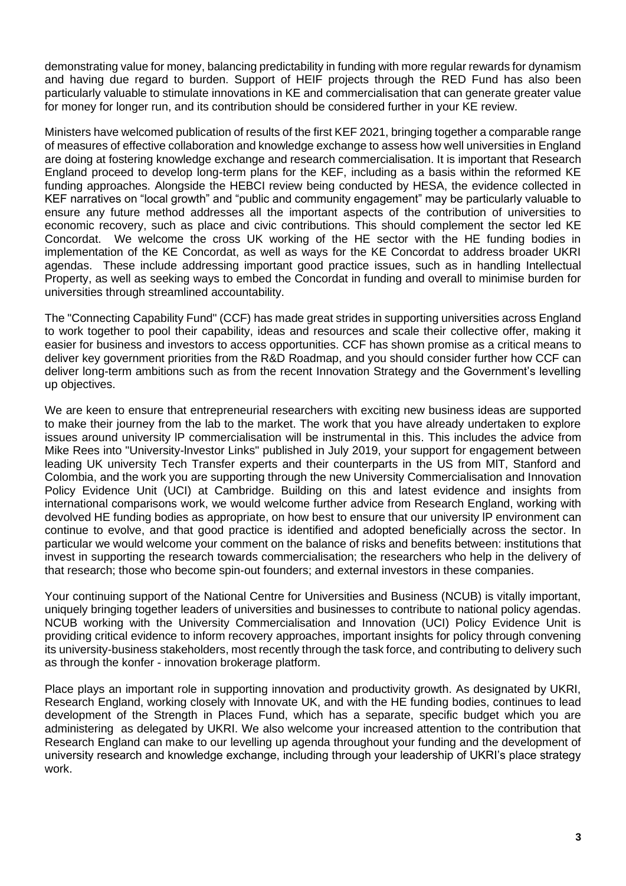demonstrating value for money, balancing predictability in funding with more regular rewards for dynamism and having due regard to burden. Support of HEIF projects through the RED Fund has also been particularly valuable to stimulate innovations in KE and commercialisation that can generate greater value for money for longer run, and its contribution should be considered further in your KE review.

Ministers have welcomed publication of results of the first KEF 2021, bringing together a comparable range of measures of effective collaboration and knowledge exchange to assess how well universities in England are doing at fostering knowledge exchange and research commercialisation. It is important that Research England proceed to develop long-term plans for the KEF, including as a basis within the reformed KE funding approaches. Alongside the HEBCI review being conducted by HESA, the evidence collected in KEF narratives on "local growth" and "public and community engagement" may be particularly valuable to ensure any future method addresses all the important aspects of the contribution of universities to economic recovery, such as place and civic contributions. This should complement the sector led KE Concordat. We welcome the cross UK working of the HE sector with the HE funding bodies in implementation of the KE Concordat, as well as ways for the KE Concordat to address broader UKRI agendas. These include addressing important good practice issues, such as in handling Intellectual Property, as well as seeking ways to embed the Concordat in funding and overall to minimise burden for universities through streamlined accountability.

The "Connecting Capability Fund" (CCF) has made great strides in supporting universities across England to work together to pool their capability, ideas and resources and scale their collective offer, making it easier for business and investors to access opportunities. CCF has shown promise as a critical means to deliver key government priorities from the R&D Roadmap, and you should consider further how CCF can deliver long-term ambitions such as from the recent Innovation Strategy and the Government's levelling up objectives.

We are keen to ensure that entrepreneurial researchers with exciting new business ideas are supported to make their journey from the lab to the market. The work that you have already undertaken to explore issues around university IP commercialisation will be instrumental in this. This includes the advice from Mike Rees into "University-Investor Links" published in July 2019, your support for engagement between leading UK university Tech Transfer experts and their counterparts in the US from MIT, Stanford and Colombia, and the work you are supporting through the new University Commercialisation and Innovation Policy Evidence Unit (UCI) at Cambridge. Building on this and latest evidence and insights from international comparisons work, we would welcome further advice from Research England, working with devolved HE funding bodies as appropriate, on how best to ensure that our university IP environment can continue to evolve, and that good practice is identified and adopted beneficially across the sector. In particular we would welcome your comment on the balance of risks and benefits between: institutions that invest in supporting the research towards commercialisation; the researchers who help in the delivery of that research; those who become spin-out founders; and external investors in these companies.

Your continuing support of the National Centre for Universities and Business (NCUB) is vitally important, uniquely bringing together leaders of universities and businesses to contribute to national policy agendas. NCUB working with the University Commercialisation and Innovation (UCI) Policy Evidence Unit is providing critical evidence to inform recovery approaches, important insights for policy through convening its university-business stakeholders, most recently through the task force, and contributing to delivery such as through the konfer - innovation brokerage platform.

Place plays an important role in supporting innovation and productivity growth. As designated by UKRI, Research England, working closely with Innovate UK, and with the HE funding bodies, continues to lead development of the Strength in Places Fund, which has a separate, specific budget which you are administering as delegated by UKRI. We also welcome your increased attention to the contribution that Research England can make to our levelling up agenda throughout your funding and the development of university research and knowledge exchange, including through your leadership of UKRI's place strategy work.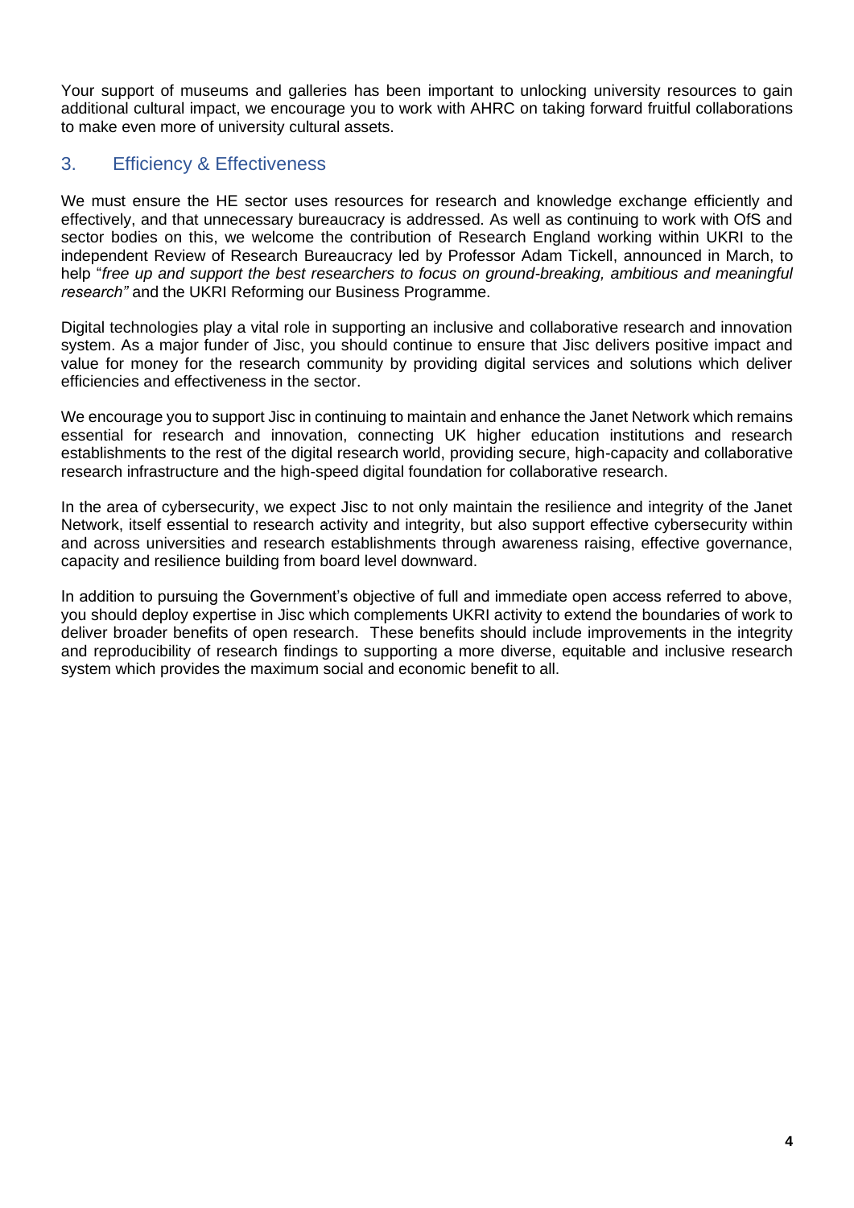Your support of museums and galleries has been important to unlocking university resources to gain additional cultural impact, we encourage you to work with AHRC on taking forward fruitful collaborations to make even more of university cultural assets.

## 3. Efficiency & Effectiveness

We must ensure the HE sector uses resources for research and knowledge exchange efficiently and effectively, and that unnecessary bureaucracy is addressed. As well as continuing to work with OfS and sector bodies on this, we welcome the contribution of Research England working within UKRI to the independent Review of Research Bureaucracy led by Professor Adam Tickell, announced in March, to help "*free up and support the best researchers to focus on ground-breaking, ambitious and meaningful research"* and the UKRI Reforming our Business Programme.

Digital technologies play a vital role in supporting an inclusive and collaborative research and innovation system. As a major funder of Jisc, you should continue to ensure that Jisc delivers positive impact and value for money for the research community by providing digital services and solutions which deliver efficiencies and effectiveness in the sector.

We encourage you to support Jisc in continuing to maintain and enhance the Janet Network which remains essential for research and innovation, connecting UK higher education institutions and research establishments to the rest of the digital research world, providing secure, high-capacity and collaborative research infrastructure and the high-speed digital foundation for collaborative research.

In the area of cybersecurity, we expect Jisc to not only maintain the resilience and integrity of the Janet Network, itself essential to research activity and integrity, but also support effective cybersecurity within and across universities and research establishments through awareness raising, effective governance, capacity and resilience building from board level downward.

In addition to pursuing the Government's objective of full and immediate open access referred to above, you should deploy expertise in Jisc which complements UKRI activity to extend the boundaries of work to deliver broader benefits of open research. These benefits should include improvements in the integrity and reproducibility of research findings to supporting a more diverse, equitable and inclusive research system which provides the maximum social and economic benefit to all.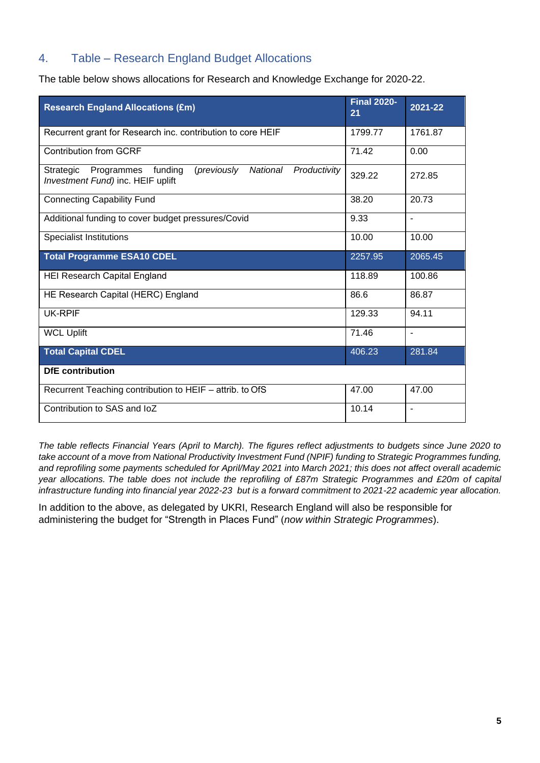## 4. Table – Research England Budget Allocations

The table below shows allocations for Research and Knowledge Exchange for 2020-22.

| **Research England Allocations (£m)** | **Final 2020-21** | **2021-22** |
| --- | --- | --- |
| Recurrent grant for Research inc. contribution to core HEIF | 1799.77 | 1761.87 |
| Contribution from GCRF | 71.42 | 0.00 |
| Strategic Programmes funding (*previously National Productivity Investment Fund)* inc. HEIF uplift | 329.22 | 272.85 |
| Connecting Capability Fund | 38.20 | 20.73 |
| Additional funding to cover budget pressures/Covid | 9.33 | - |
| Specialist Institutions | 10.00 | 10.00 |
| **Total Programme ESA10 CDEL** | 2257.95 | 2065.45 |
| HEI Research Capital England | 118.89 | 100.86 |
| HE Research Capital (HERC) England | 86.6 | 86.87 |
| UK-RPIF | 129.33 | 94.11 |
| WCL Uplift | 71.46 | - |
| **Total Capital CDEL** | 406.23 | 281.84 |
| **DfE contribution** | | |
| Recurrent Teaching contribution to HEIF – attrib. to OfS | 47.00 | 47.00 |
| Contribution to SAS and IoZ | 10.14 | - |

*The table reflects Financial Years (April to March). The figures reflect adjustments to budgets since June 2020 to take account of a move from National Productivity Investment Fund (NPIF) funding to Strategic Programmes funding, and reprofiling some payments scheduled for April/May 2021 into March 2021; this does not affect overall academic year allocations. The table does not include the reprofiling of £87m Strategic Programmes and £20m of capital infrastructure funding into financial year 2022-23 but is a forward commitment to 2021-22 academic year allocation.*

In addition to the above, as delegated by UKRI, Research England will also be responsible for administering the budget for “Strength in Places Fund” (*now within Strategic Programmes*).